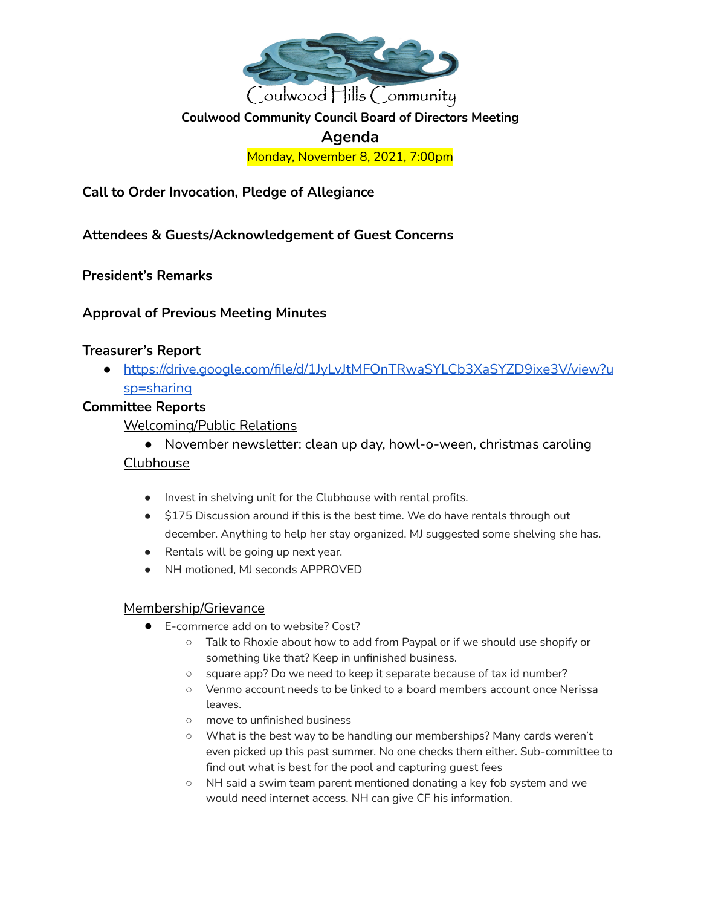Coulwood Hills Community

**Coulwood Community Council Board of Directors Meeting**

# Agenda

Monday, November 8, 2021, 7:00pm

**Call to Order Invocation, Pledge of Allegiance**

**Attendees & Guests/Acknowledgement of Guest Concerns**

**President's Remarks**

**Approval of Previous Meeting Minutes**

**Treasurer's Report**

- https://drive.google.com/file/d/1JyLvJtMFOnTRwaSYLCb3XaSYZD9ixe3V/view?usp=sharing

**Committee Reports**

Welcoming/Public Relations

- November newsletter: clean up day, howl-o-ween, christmas caroling

Clubhouse

- Invest in shelving unit for the Clubhouse with rental profits.
- $175 Discussion around if this is the best time. We do have rentals through out december. Anything to help her stay organized. MJ suggested some shelving she has.
- Rentals will be going up next year.
- NH motioned, MJ seconds APPROVED

Membership/Grievance

- E-commerce add on to website? Cost?
  - Talk to Rhoxie about how to add from Paypal or if we should use shopify or something like that? Keep in unfinished business.
  - square app? Do we need to keep it separate because of tax id number?
  - Venmo account needs to be linked to a board members account once Nerissa leaves.
  - move to unfinished business
  - What is the best way to be handling our memberships? Many cards weren't even picked up this past summer. No one checks them either. Sub-committee to find out what is best for the pool and capturing guest fees
  - NH said a swim team parent mentioned donating a key fob system and we would need internet access. NH can give CF his information.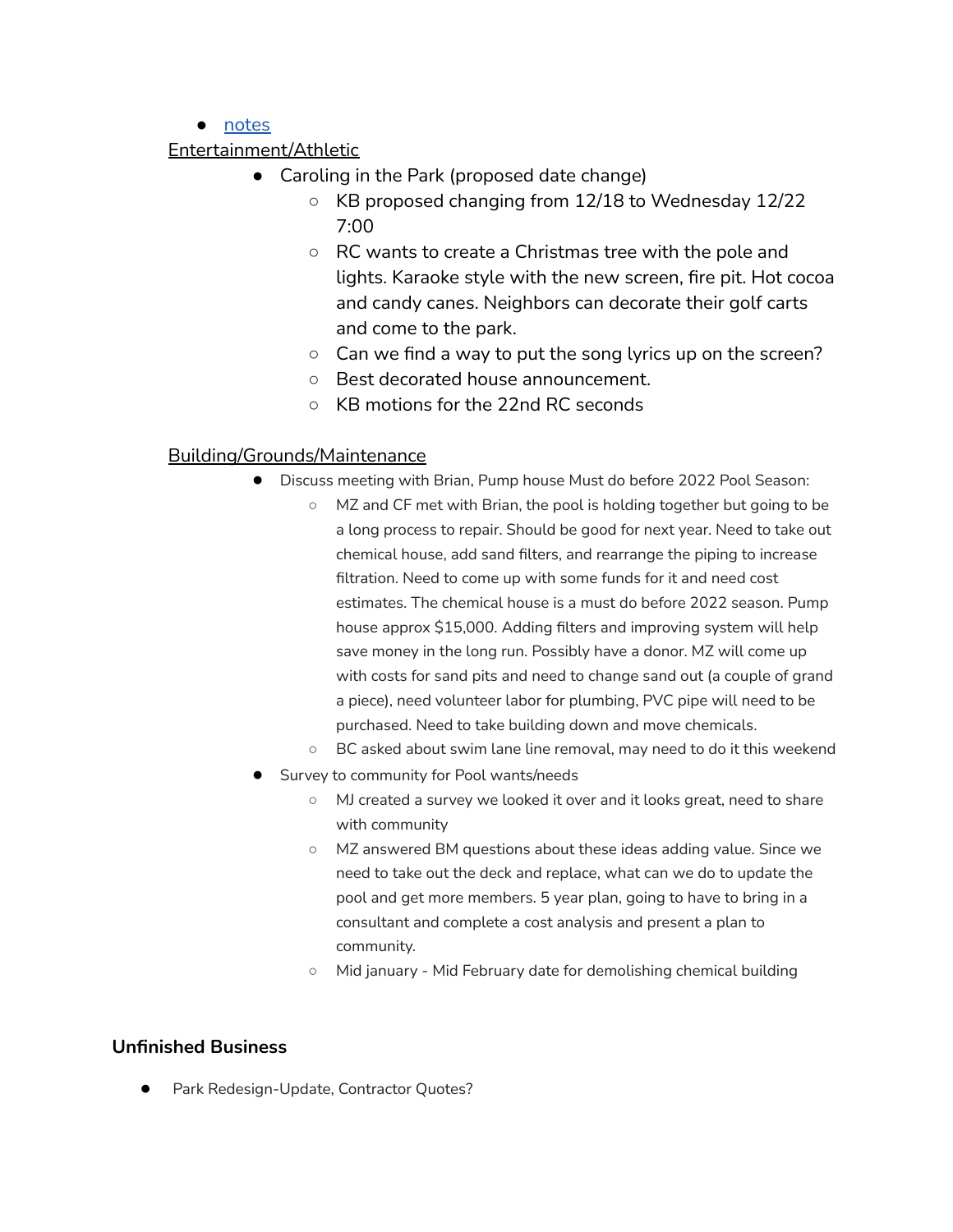- [notes]()

Entertainment/Athletic

- Caroling in the Park (proposed date change)
    - KB proposed changing from 12/18 to Wednesday 12/22 7:00
    - RC wants to create a Christmas tree with the pole and lights. Karaoke style with the new screen, fire pit. Hot cocoa and candy canes. Neighbors can decorate their golf carts and come to the park.
    - Can we find a way to put the song lyrics up on the screen?
    - Best decorated house announcement.
    - KB motions for the 22nd RC seconds

Building/Grounds/Maintenance

- Discuss meeting with Brian, Pump house Must do before 2022 Pool Season:
    - MZ and CF met with Brian, the pool is holding together but going to be a long process to repair. Should be good for next year. Need to take out chemical house, add sand filters, and rearrange the piping to increase filtration. Need to come up with some funds for it and need cost estimates. The chemical house is a must do before 2022 season. Pump house approx $15,000. Adding filters and improving system will help save money in the long run. Possibly have a donor. MZ will come up with costs for sand pits and need to change sand out (a couple of grand a piece), need volunteer labor for plumbing, PVC pipe will need to be purchased. Need to take building down and move chemicals.
    - BC asked about swim lane line removal, may need to do it this weekend
- Survey to community for Pool wants/needs
    - MJ created a survey we looked it over and it looks great, need to share with community
    - MZ answered BM questions about these ideas adding value. Since we need to take out the deck and replace, what can we do to update the pool and get more members. 5 year plan, going to have to bring in a consultant and complete a cost analysis and present a plan to community.
    - Mid january - Mid February date for demolishing chemical building

**Unfinished Business**

- Park Redesign-Update, Contractor Quotes?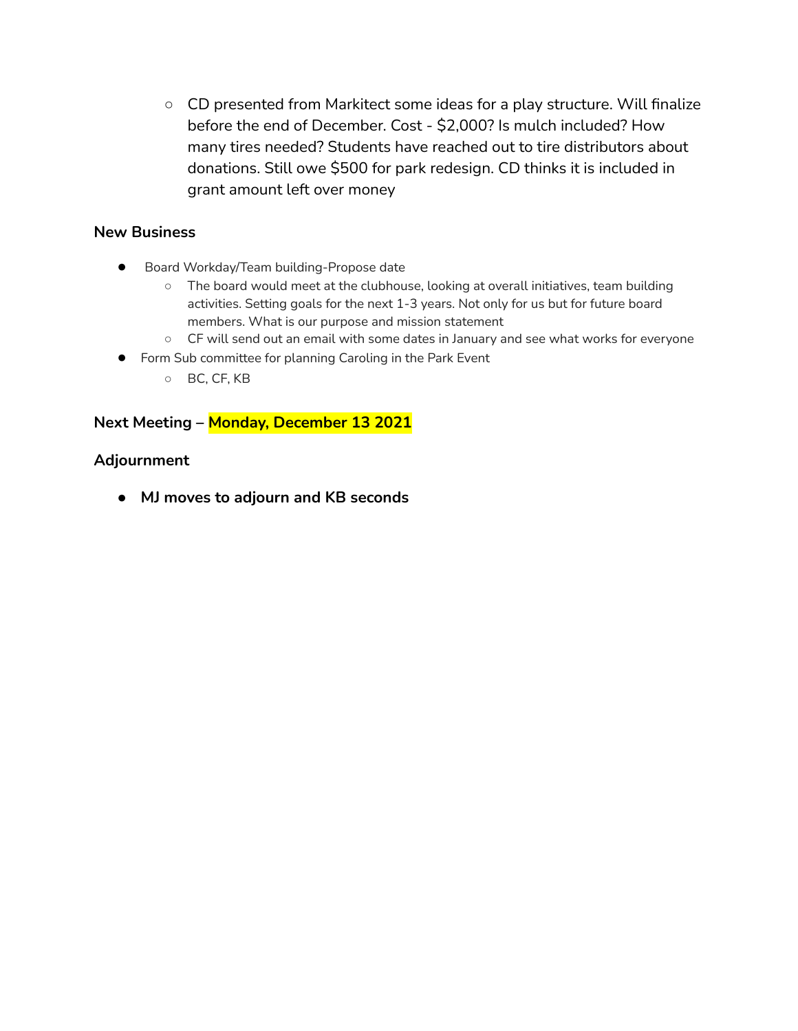- CD presented from Markitect some ideas for a play structure. Will finalize before the end of December. Cost - $2,000? Is mulch included? How many tires needed? Students have reached out to tire distributors about donations. Still owe $500 for park redesign. CD thinks it is included in grant amount left over money

### New Business

- Board Workday/Team building-Propose date
    - The board would meet at the clubhouse, looking at overall initiatives, team building activities. Setting goals for the next 1-3 years. Not only for us but for future board members. What is our purpose and mission statement
    - CF will send out an email with some dates in January and see what works for everyone
- Form Sub committee for planning Caroling in the Park Event
    - BC, CF, KB

### Next Meeting – Monday, December 13 2021

### Adjournment

- **MJ moves to adjourn and KB seconds**